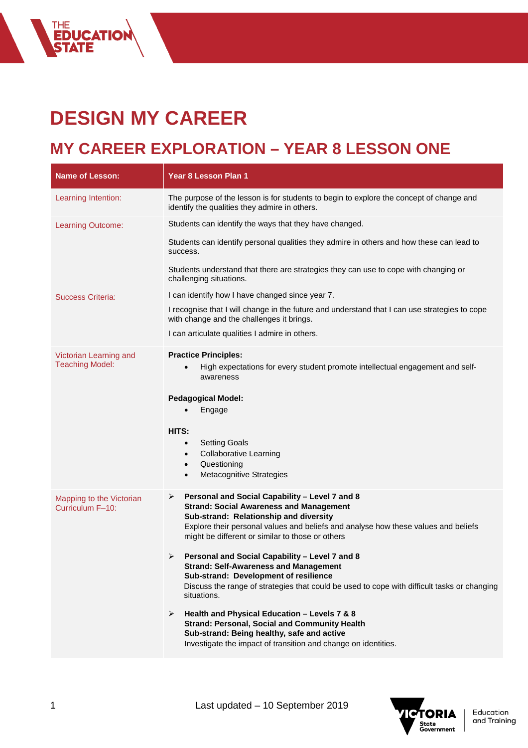# DESIGN MY CAREER

## MY CAREER EXPLORATION – YEAR 8 LESSON ONE

| Name of Lesson: | Year 8 Lesson Plan 1 |
|---|---|
| Learning Intention: | The purpose of the lesson is for students to begin to explore the concept of change and identify the qualities they admire in others. |
| Learning Outcome: | Students can identify the ways that they have changed.<br><br>Students can identify personal qualities they admire in others and how these can lead to success.<br><br>Students understand that there are strategies they can use to cope with changing or challenging situations. |
| Success Criteria: | I can identify how I have changed since year 7.<br><br>I recognise that I will change in the future and understand that I can use strategies to cope with change and the challenges it brings.<br><br>I can articulate qualities I admire in others. |
| Victorian Learning and Teaching Model: | **Practice Principles:**<br>• High expectations for every student promote intellectual engagement and self-awareness<br><br>**Pedagogical Model:**<br>• Engage<br><br>**HITS:**<br>• Setting Goals<br>• Collaborative Learning<br>• Questioning<br>• Metacognitive Strategies |
| Mapping to the Victorian Curriculum F–10: | ➢ **Personal and Social Capability – Level 7 and 8**<br>**Strand: Social Awareness and Management**<br>**Sub-strand: Relationship and diversity**<br>Explore their personal values and beliefs and analyse how these values and beliefs might be different or similar to those or others<br><br>➢ **Personal and Social Capability – Level 7 and 8**<br>**Strand: Self-Awareness and Management**<br>**Sub-strand: Development of resilience**<br>Discuss the range of strategies that could be used to cope with difficult tasks or changing situations.<br><br>➢ **Health and Physical Education – Levels 7 & 8**<br>**Strand: Personal, Social and Community Health**<br>**Sub-strand: Being healthy, safe and active**<br>Investigate the impact of transition and change on identities. |

Last updated – 10 September 2019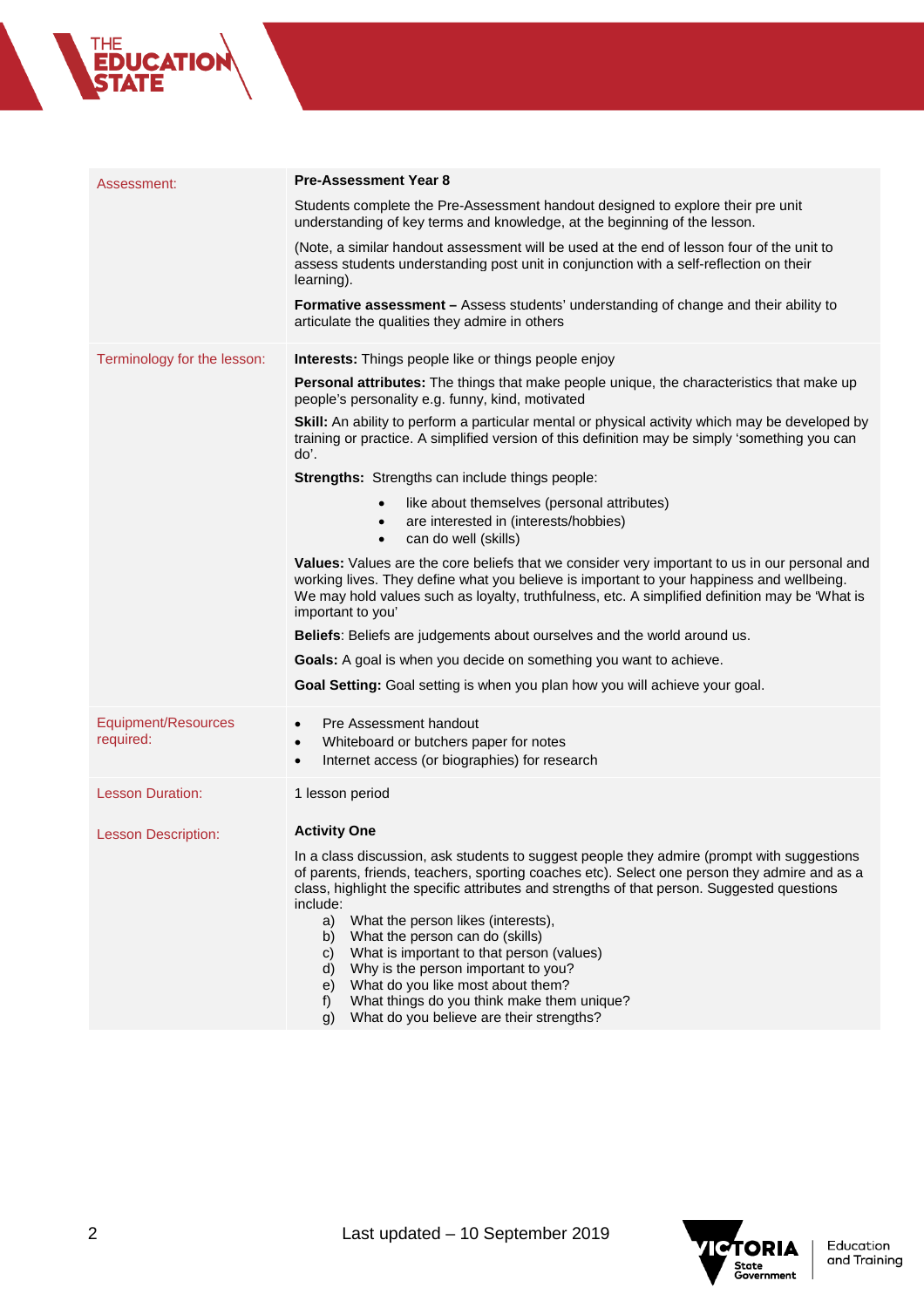| | |
|---|---|
| Assessment: | **Pre-Assessment Year 8**<br><br>Students complete the Pre-Assessment handout designed to explore their pre unit understanding of key terms and knowledge, at the beginning of the lesson.<br><br>(Note, a similar handout assessment will be used at the end of lesson four of the unit to assess students understanding post unit in conjunction with a self-reflection on their learning).<br><br>**Formative assessment –** Assess students' understanding of change and their ability to articulate the qualities they admire in others |
| Terminology for the lesson: | **Interests:** Things people like or things people enjoy<br><br>**Personal attributes:** The things that make people unique, the characteristics that make up people's personality e.g. funny, kind, motivated<br><br>**Skill:** An ability to perform a particular mental or physical activity which may be developed by training or practice. A simplified version of this definition may be simply 'something you can do'.<br><br>**Strengths:** Strengths can include things people:<br>• like about themselves (personal attributes)<br>• are interested in (interests/hobbies)<br>• can do well (skills)<br><br>**Values:** Values are the core beliefs that we consider very important to us in our personal and working lives. They define what you believe is important to your happiness and wellbeing. We may hold values such as loyalty, truthfulness, etc. A simplified definition may be 'What is important to you'<br><br>**Beliefs**: Beliefs are judgements about ourselves and the world around us.<br><br>**Goals:** A goal is when you decide on something you want to achieve.<br><br>**Goal Setting:** Goal setting is when you plan how you will achieve your goal. |
| Equipment/Resources required: | • Pre Assessment handout<br>• Whiteboard or butchers paper for notes<br>• Internet access (or biographies) for research |
| Lesson Duration: | 1 lesson period |
| Lesson Description: | **Activity One**<br><br>In a class discussion, ask students to suggest people they admire (prompt with suggestions of parents, friends, teachers, sporting coaches etc). Select one person they admire and as a class, highlight the specific attributes and strengths of that person. Suggested questions include:<br>a) What the person likes (interests),<br>b) What the person can do (skills)<br>c) What is important to that person (values)<br>d) Why is the person important to you?<br>e) What do you like most about them?<br>f) What things do you think make them unique?<br>g) What do you believe are their strengths? |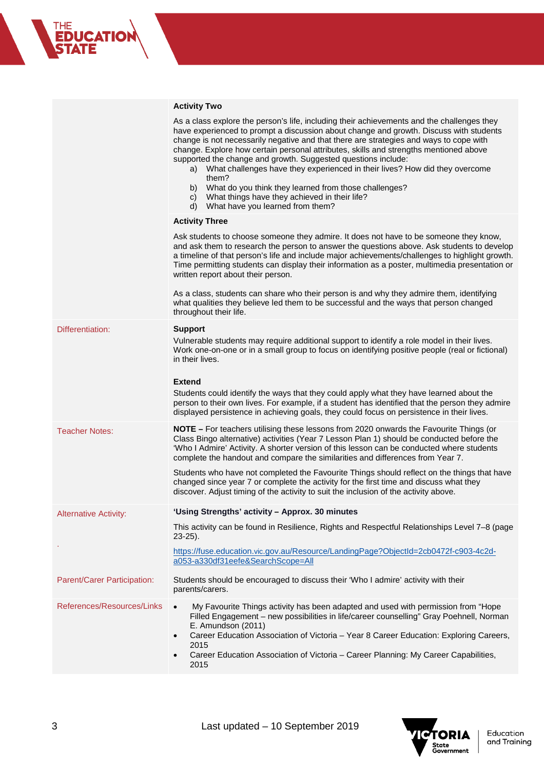| | |
|---|---|
| | **Activity Two**<br><br>As a class explore the person's life, including their achievements and the challenges they have experienced to prompt a discussion about change and growth. Discuss with students change is not necessarily negative and that there are strategies and ways to cope with change. Explore how certain personal attributes, skills and strengths mentioned above supported the change and growth. Suggested questions include:<br>a) What challenges have they experienced in their lives? How did they overcome them?<br>b) What do you think they learned from those challenges?<br>c) What things have they achieved in their life?<br>d) What have you learned from them? |
| | **Activity Three**<br><br>Ask students to choose someone they admire. It does not have to be someone they know, and ask them to research the person to answer the questions above. Ask students to develop a timeline of that person's life and include major achievements/challenges to highlight growth. Time permitting students can display their information as a poster, multimedia presentation or written report about their person.<br><br>As a class, students can share who their person is and why they admire them, identifying what qualities they believe led them to be successful and the ways that person changed throughout their life. |
| Differentiation: | **Support**<br>Vulnerable students may require additional support to identify a role model in their lives. Work one-on-one or in a small group to focus on identifying positive people (real or fictional) in their lives.<br><br>**Extend**<br>Students could identify the ways that they could apply what they have learned about the person to their own lives. For example, if a student has identified that the person they admire displayed persistence in achieving goals, they could focus on persistence in their lives. |
| Teacher Notes: | **NOTE –** For teachers utilising these lessons from 2020 onwards the Favourite Things (or Class Bingo alternative) activities (Year 7 Lesson Plan 1) should be conducted before the 'Who I Admire' Activity. A shorter version of this lesson can be conducted where students complete the handout and compare the similarities and differences from Year 7.<br><br>Students who have not completed the Favourite Things should reflect on the things that have changed since year 7 or complete the activity for the first time and discuss what they discover. Adjust timing of the activity to suit the inclusion of the activity above. |
| Alternative Activity: | **'Using Strengths' activity – Approx. 30 minutes**<br><br>This activity can be found in Resilience, Rights and Respectful Relationships Level 7–8 (page 23-25).<br><br>https://fuse.education.vic.gov.au/Resource/LandingPage?ObjectId=2cb0472f-c903-4c2d-a053-a330df31eefe&SearchScope=All |
| Parent/Carer Participation: | Students should be encouraged to discuss their 'Who I admire' activity with their parents/carers. |
| References/Resources/Links | • My Favourite Things activity has been adapted and used with permission from "Hope Filled Engagement – new possibilities in life/career counselling" Gray Poehnell, Norman E. Amundson (2011)<br>• Career Education Association of Victoria – Year 8 Career Education: Exploring Careers, 2015<br>• Career Education Association of Victoria – Career Planning: My Career Capabilities, 2015 |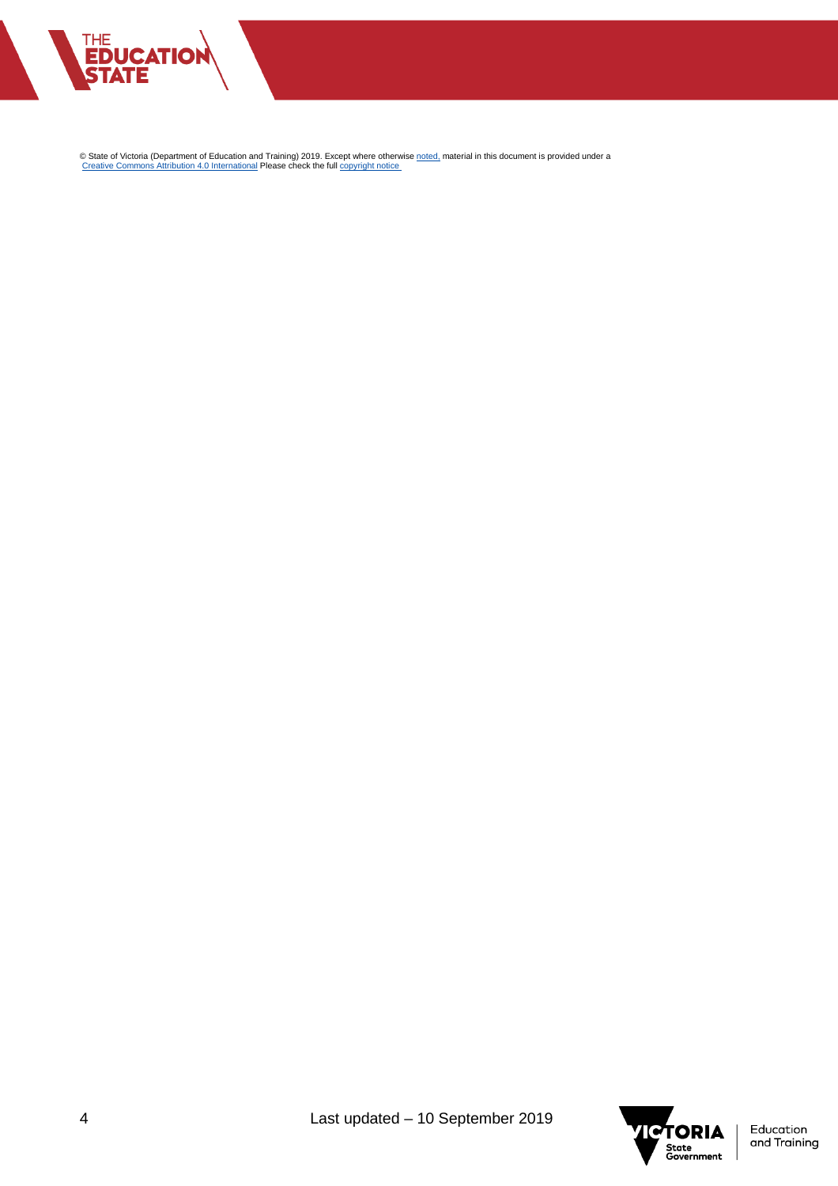© State of Victoria (Department of Education and Training) 2019. Except where otherwise noted, material in this document is provided under a Creative Commons Attribution 4.0 International Please check the full copyright notice

Last updated – 10 September 2019